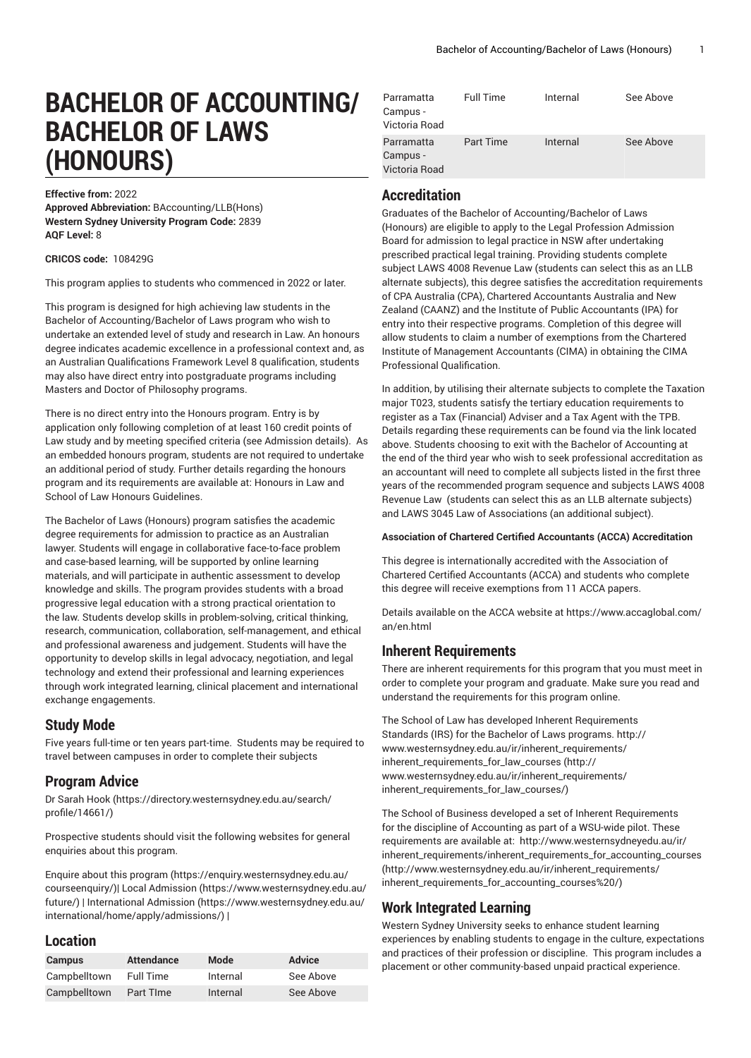# BACHELOR OF ACCOUNTING/ BACHELOR OF LAWS (HONOURS)

**Effective from:** 2022
**Approved Abbreviation:** BAccounting/LLB(Hons)
**Western Sydney University Program Code:** 2839
**AQF Level:** 8

**CRICOS code:** 108429G

This program applies to students who commenced in 2022 or later.

This program is designed for high achieving law students in the Bachelor of Accounting/Bachelor of Laws program who wish to undertake an extended level of study and research in Law. An honours degree indicates academic excellence in a professional context and, as an Australian Qualifications Framework Level 8 qualification, students may also have direct entry into postgraduate programs including Masters and Doctor of Philosophy programs.

There is no direct entry into the Honours program. Entry is by application only following completion of at least 160 credit points of Law study and by meeting specified criteria (see Admission details). As an embedded honours program, students are not required to undertake an additional period of study. Further details regarding the honours program and its requirements are available at: Honours in Law and School of Law Honours Guidelines.

The Bachelor of Laws (Honours) program satisfies the academic degree requirements for admission to practice as an Australian lawyer. Students will engage in collaborative face-to-face problem and case-based learning, will be supported by online learning materials, and will participate in authentic assessment to develop knowledge and skills. The program provides students with a broad progressive legal education with a strong practical orientation to the law. Students develop skills in problem-solving, critical thinking, research, communication, collaboration, self-management, and ethical and professional awareness and judgement. Students will have the opportunity to develop skills in legal advocacy, negotiation, and legal technology and extend their professional and learning experiences through work integrated learning, clinical placement and international exchange engagements.

## Study Mode

Five years full-time or ten years part-time. Students may be required to travel between campuses in order to complete their subjects

## Program Advice

Dr Sarah Hook (https://directory.westernsydney.edu.au/search/profile/14661/)

Prospective students should visit the following websites for general enquiries about this program.

Enquire about this program (https://enquiry.westernsydney.edu.au/courseenquiry/)| Local Admission (https://www.westernsydney.edu.au/future/) | International Admission (https://www.westernsydney.edu.au/international/home/apply/admissions/) |

## Location

| Campus | Attendance | Mode | Advice |
|---|---|---|---|
| Campbelltown | Full Time | Internal | See Above |
| Campbelltown | Part TIme | Internal | See Above |
| Parramatta Campus - Victoria Road | Full Time | Internal | See Above |
| Parramatta Campus - Victoria Road | Part Time | Internal | See Above |

## Accreditation

Graduates of the Bachelor of Accounting/Bachelor of Laws (Honours) are eligible to apply to the Legal Profession Admission Board for admission to legal practice in NSW after undertaking prescribed practical legal training. Providing students complete subject LAWS 4008 Revenue Law (students can select this as an LLB alternate subjects), this degree satisfies the accreditation requirements of CPA Australia (CPA), Chartered Accountants Australia and New Zealand (CAANZ) and the Institute of Public Accountants (IPA) for entry into their respective programs. Completion of this degree will allow students to claim a number of exemptions from the Chartered Institute of Management Accountants (CIMA) in obtaining the CIMA Professional Qualification.

In addition, by utilising their alternate subjects to complete the Taxation major T023, students satisfy the tertiary education requirements to register as a Tax (Financial) Adviser and a Tax Agent with the TPB. Details regarding these requirements can be found via the link located above. Students choosing to exit with the Bachelor of Accounting at the end of the third year who wish to seek professional accreditation as an accountant will need to complete all subjects listed in the first three years of the recommended program sequence and subjects LAWS 4008 Revenue Law (students can select this as an LLB alternate subjects) and LAWS 3045 Law of Associations (an additional subject).

#### Association of Chartered Certified Accountants (ACCA) Accreditation

This degree is internationally accredited with the Association of Chartered Certified Accountants (ACCA) and students who complete this degree will receive exemptions from 11 ACCA papers.

Details available on the ACCA website at https://www.accaglobal.com/an/en.html

## Inherent Requirements

There are inherent requirements for this program that you must meet in order to complete your program and graduate. Make sure you read and understand the requirements for this program online.

The School of Law has developed Inherent Requirements Standards (IRS) for the Bachelor of Laws programs. http://www.westernsydney.edu.au/ir/inherent_requirements/inherent_requirements_for_law_courses (http://www.westernsydney.edu.au/ir/inherent_requirements/inherent_requirements_for_law_courses/)

The School of Business developed a set of Inherent Requirements for the discipline of Accounting as part of a WSU-wide pilot. These requirements are available at: http://www.westernsydneyedu.au/ir/inherent_requirements/inherent_requirements_for_accounting_courses (http://www.westernsydney.edu.au/ir/inherent_requirements/inherent_requirements_for_accounting_courses%20/)

## Work Integrated Learning

Western Sydney University seeks to enhance student learning experiences by enabling students to engage in the culture, expectations and practices of their profession or discipline. This program includes a placement or other community-based unpaid practical experience.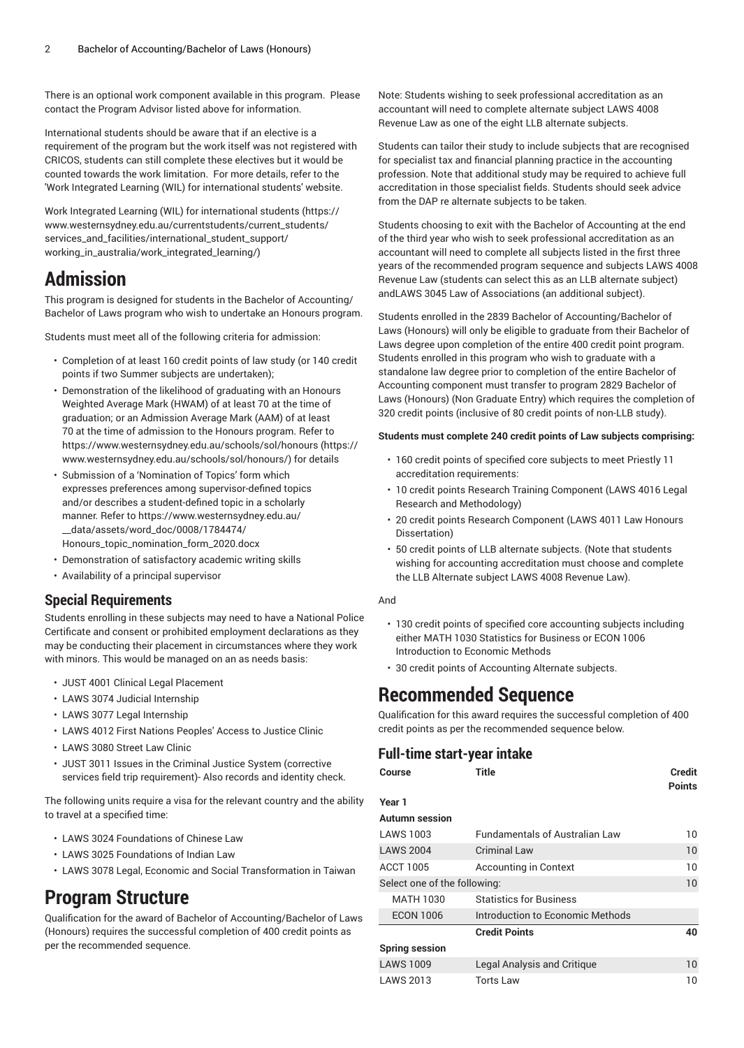There is an optional work component available in this program. Please contact the Program Advisor listed above for information.

International students should be aware that if an elective is a requirement of the program but the work itself was not registered with CRICOS, students can still complete these electives but it would be counted towards the work limitation. For more details, refer to the 'Work Integrated Learning (WIL) for international students' website.

Work Integrated Learning (WIL) for international students (https://www.westernsydney.edu.au/currentstudents/current_students/services_and_facilities/international_student_support/working_in_australia/work_integrated_learning/)

# Admission

This program is designed for students in the Bachelor of Accounting/Bachelor of Laws program who wish to undertake an Honours program.

Students must meet all of the following criteria for admission:

- Completion of at least 160 credit points of law study (or 140 credit points if two Summer subjects are undertaken);
- Demonstration of the likelihood of graduating with an Honours Weighted Average Mark (HWAM) of at least 70 at the time of graduation; or an Admission Average Mark (AAM) of at least 70 at the time of admission to the Honours program. Refer to https://www.westernsydney.edu.au/schools/sol/honours (https://www.westernsydney.edu.au/schools/sol/honours/) for details
- Submission of a 'Nomination of Topics' form which expresses preferences among supervisor-defined topics and/or describes a student-defined topic in a scholarly manner. Refer to https://www.westernsydney.edu.au/__data/assets/word_doc/0008/1784474/Honours_topic_nomination_form_2020.docx
- Demonstration of satisfactory academic writing skills
- Availability of a principal supervisor

## Special Requirements

Students enrolling in these subjects may need to have a National Police Certificate and consent or prohibited employment declarations as they may be conducting their placement in circumstances where they work with minors. This would be managed on an as needs basis:

- JUST 4001 Clinical Legal Placement
- LAWS 3074 Judicial Internship
- LAWS 3077 Legal Internship
- LAWS 4012 First Nations Peoples' Access to Justice Clinic
- LAWS 3080 Street Law Clinic
- JUST 3011 Issues in the Criminal Justice System (corrective services field trip requirement)- Also records and identity check.

The following units require a visa for the relevant country and the ability to travel at a specified time:

- LAWS 3024 Foundations of Chinese Law
- LAWS 3025 Foundations of Indian Law
- LAWS 3078 Legal, Economic and Social Transformation in Taiwan

# Program Structure

Qualification for the award of Bachelor of Accounting/Bachelor of Laws (Honours) requires the successful completion of 400 credit points as per the recommended sequence.

Note: Students wishing to seek professional accreditation as an accountant will need to complete alternate subject LAWS 4008 Revenue Law as one of the eight LLB alternate subjects.

Students can tailor their study to include subjects that are recognised for specialist tax and financial planning practice in the accounting profession. Note that additional study may be required to achieve full accreditation in those specialist fields. Students should seek advice from the DAP re alternate subjects to be taken.

Students choosing to exit with the Bachelor of Accounting at the end of the third year who wish to seek professional accreditation as an accountant will need to complete all subjects listed in the first three years of the recommended program sequence and subjects LAWS 4008 Revenue Law (students can select this as an LLB alternate subject) andLAWS 3045 Law of Associations (an additional subject).

Students enrolled in the 2839 Bachelor of Accounting/Bachelor of Laws (Honours) will only be eligible to graduate from their Bachelor of Laws degree upon completion of the entire 400 credit point program. Students enrolled in this program who wish to graduate with a standalone law degree prior to completion of the entire Bachelor of Accounting component must transfer to program 2829 Bachelor of Laws (Honours) (Non Graduate Entry) which requires the completion of 320 credit points (inclusive of 80 credit points of non-LLB study).

**Students must complete 240 credit points of Law subjects comprising:**

- 160 credit points of specified core subjects to meet Priestly 11 accreditation requirements:
- 10 credit points Research Training Component (LAWS 4016 Legal Research and Methodology)
- 20 credit points Research Component (LAWS 4011 Law Honours Dissertation)
- 50 credit points of LLB alternate subjects. (Note that students wishing for accounting accreditation must choose and complete the LLB Alternate subject LAWS 4008 Revenue Law).

And

- 130 credit points of specified core accounting subjects including either MATH 1030 Statistics for Business or ECON 1006 Introduction to Economic Methods
- 30 credit points of Accounting Alternate subjects.

# Recommended Sequence

Qualification for this award requires the successful completion of 400 credit points as per the recommended sequence below.

## Full-time start-year intake

| Course | Title | Credit Points |
|---|---|---|
| **Year 1** | | |
| **Autumn session** | | |
| LAWS 1003 | Fundamentals of Australian Law | 10 |
| LAWS 2004 | Criminal Law | 10 |
| ACCT 1005 | Accounting in Context | 10 |
| Select one of the following: | | 10 |
| MATH 1030 | Statistics for Business | |
| ECON 1006 | Introduction to Economic Methods | |
| | **Credit Points** | **40** |
| **Spring session** | | |
| LAWS 1009 | Legal Analysis and Critique | 10 |
| LAWS 2013 | Torts Law | 10 |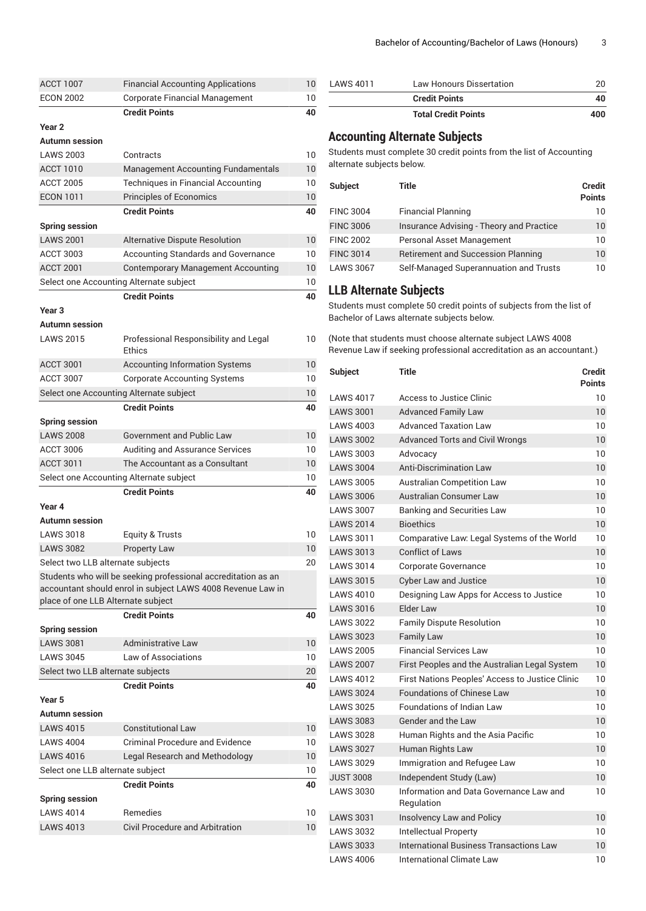| | | |
|---|---|---|
| ACCT 1007 | Financial Accounting Applications | 10 |
| ECON 2002 | Corporate Financial Management | 10 |
| | **Credit Points** | **40** |
| **Year 2** | | |
| **Autumn session** | | |
| LAWS 2003 | Contracts | 10 |
| ACCT 1010 | Management Accounting Fundamentals | 10 |
| ACCT 2005 | Techniques in Financial Accounting | 10 |
| ECON 1011 | Principles of Economics | 10 |
| | **Credit Points** | **40** |
| **Spring session** | | |
| LAWS 2001 | Alternative Dispute Resolution | 10 |
| ACCT 3003 | Accounting Standards and Governance | 10 |
| ACCT 2001 | Contemporary Management Accounting | 10 |
| Select one Accounting Alternate subject | | 10 |
| | **Credit Points** | **40** |
| **Year 3** | | |
| **Autumn session** | | |
| LAWS 2015 | Professional Responsibility and Legal Ethics | 10 |
| ACCT 3001 | Accounting Information Systems | 10 |
| ACCT 3007 | Corporate Accounting Systems | 10 |
| Select one Accounting Alternate subject | | 10 |
| | **Credit Points** | **40** |
| **Spring session** | | |
| LAWS 2008 | Government and Public Law | 10 |
| ACCT 3006 | Auditing and Assurance Services | 10 |
| ACCT 3011 | The Accountant as a Consultant | 10 |
| Select one Accounting Alternate subject | | 10 |
| | **Credit Points** | **40** |
| **Year 4** | | |
| **Autumn session** | | |
| LAWS 3018 | Equity & Trusts | 10 |
| LAWS 3082 | Property Law | 10 |
| Select two LLB alternate subjects | | 20 |
| Students who will be seeking professional accreditation as an accountant should enrol in subject LAWS 4008 Revenue Law in place of one LLB Alternate subject | | |
| | **Credit Points** | **40** |
| **Spring session** | | |
| LAWS 3081 | Administrative Law | 10 |
| LAWS 3045 | Law of Associations | 10 |
| Select two LLB alternate subjects | | 20 |
| | **Credit Points** | **40** |
| **Year 5** | | |
| **Autumn session** | | |
| LAWS 4015 | Constitutional Law | 10 |
| LAWS 4004 | Criminal Procedure and Evidence | 10 |
| LAWS 4016 | Legal Research and Methodology | 10 |
| Select one LLB alternate subject | | 10 |
| | **Credit Points** | **40** |
| **Spring session** | | |
| LAWS 4014 | Remedies | 10 |
| LAWS 4013 | Civil Procedure and Arbitration | 10 |
| LAWS 4011 | Law Honours Dissertation | 20 |
| | **Credit Points** | **40** |
| | **Total Credit Points** | **400** |

## Accounting Alternate Subjects

Students must complete 30 credit points from the list of Accounting alternate subjects below.

| Subject | Title | Credit Points |
|---|---|---|
| FINC 3004 | Financial Planning | 10 |
| FINC 3006 | Insurance Advising - Theory and Practice | 10 |
| FINC 2002 | Personal Asset Management | 10 |
| FINC 3014 | Retirement and Succession Planning | 10 |
| LAWS 3067 | Self-Managed Superannuation and Trusts | 10 |

## LLB Alternate Subjects

Students must complete 50 credit points of subjects from the list of Bachelor of Laws alternate subjects below.

(Note that students must choose alternate subject LAWS 4008 Revenue Law if seeking professional accreditation as an accountant.)

| Subject | Title | Credit Points |
|---|---|---|
| LAWS 4017 | Access to Justice Clinic | 10 |
| LAWS 3001 | Advanced Family Law | 10 |
| LAWS 4003 | Advanced Taxation Law | 10 |
| LAWS 3002 | Advanced Torts and Civil Wrongs | 10 |
| LAWS 3003 | Advocacy | 10 |
| LAWS 3004 | Anti-Discrimination Law | 10 |
| LAWS 3005 | Australian Competition Law | 10 |
| LAWS 3006 | Australian Consumer Law | 10 |
| LAWS 3007 | Banking and Securities Law | 10 |
| LAWS 2014 | Bioethics | 10 |
| LAWS 3011 | Comparative Law: Legal Systems of the World | 10 |
| LAWS 3013 | Conflict of Laws | 10 |
| LAWS 3014 | Corporate Governance | 10 |
| LAWS 3015 | Cyber Law and Justice | 10 |
| LAWS 4010 | Designing Law Apps for Access to Justice | 10 |
| LAWS 3016 | Elder Law | 10 |
| LAWS 3022 | Family Dispute Resolution | 10 |
| LAWS 3023 | Family Law | 10 |
| LAWS 2005 | Financial Services Law | 10 |
| LAWS 2007 | First Peoples and the Australian Legal System | 10 |
| LAWS 4012 | First Nations Peoples' Access to Justice Clinic | 10 |
| LAWS 3024 | Foundations of Chinese Law | 10 |
| LAWS 3025 | Foundations of Indian Law | 10 |
| LAWS 3083 | Gender and the Law | 10 |
| LAWS 3028 | Human Rights and the Asia Pacific | 10 |
| LAWS 3027 | Human Rights Law | 10 |
| LAWS 3029 | Immigration and Refugee Law | 10 |
| JUST 3008 | Independent Study (Law) | 10 |
| LAWS 3030 | Information and Data Governance Law and Regulation | 10 |
| LAWS 3031 | Insolvency Law and Policy | 10 |
| LAWS 3032 | Intellectual Property | 10 |
| LAWS 3033 | International Business Transactions Law | 10 |
| LAWS 4006 | International Climate Law | 10 |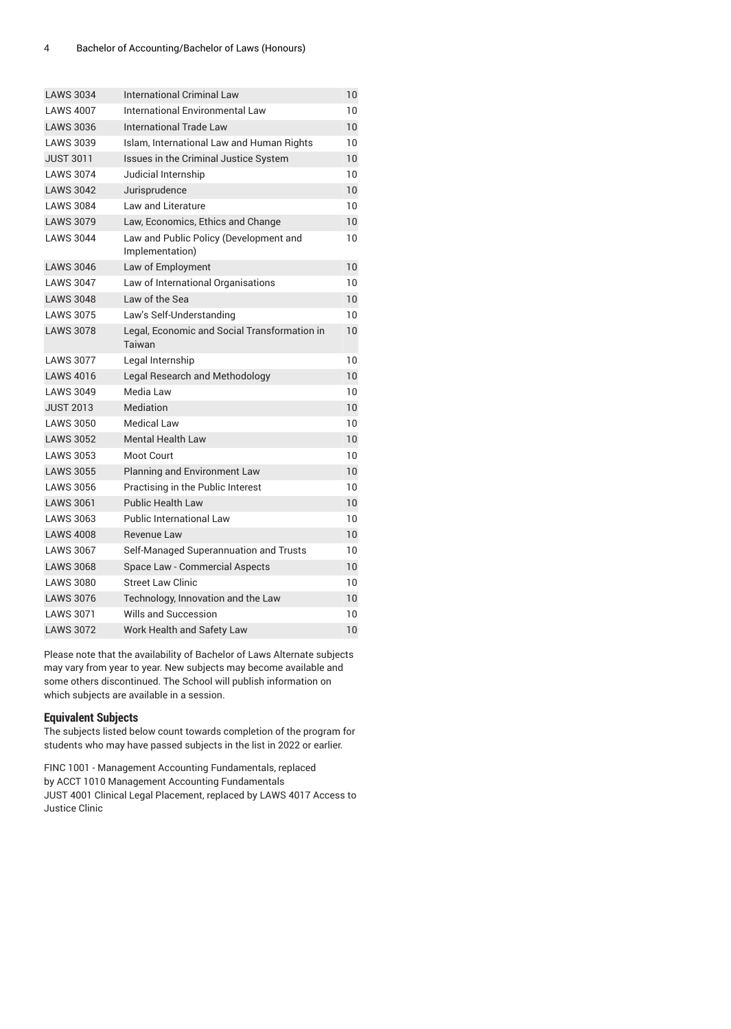| | | |
|---|---|---|
| LAWS 3034 | International Criminal Law | 10 |
| LAWS 4007 | International Environmental Law | 10 |
| LAWS 3036 | International Trade Law | 10 |
| LAWS 3039 | Islam, International Law and Human Rights | 10 |
| JUST 3011 | Issues in the Criminal Justice System | 10 |
| LAWS 3074 | Judicial Internship | 10 |
| LAWS 3042 | Jurisprudence | 10 |
| LAWS 3084 | Law and Literature | 10 |
| LAWS 3079 | Law, Economics, Ethics and Change | 10 |
| LAWS 3044 | Law and Public Policy (Development and Implementation) | 10 |
| LAWS 3046 | Law of Employment | 10 |
| LAWS 3047 | Law of International Organisations | 10 |
| LAWS 3048 | Law of the Sea | 10 |
| LAWS 3075 | Law's Self-Understanding | 10 |
| LAWS 3078 | Legal, Economic and Social Transformation in Taiwan | 10 |
| LAWS 3077 | Legal Internship | 10 |
| LAWS 4016 | Legal Research and Methodology | 10 |
| LAWS 3049 | Media Law | 10 |
| JUST 2013 | Mediation | 10 |
| LAWS 3050 | Medical Law | 10 |
| LAWS 3052 | Mental Health Law | 10 |
| LAWS 3053 | Moot Court | 10 |
| LAWS 3055 | Planning and Environment Law | 10 |
| LAWS 3056 | Practising in the Public Interest | 10 |
| LAWS 3061 | Public Health Law | 10 |
| LAWS 3063 | Public International Law | 10 |
| LAWS 4008 | Revenue Law | 10 |
| LAWS 3067 | Self-Managed Superannuation and Trusts | 10 |
| LAWS 3068 | Space Law - Commercial Aspects | 10 |
| LAWS 3080 | Street Law Clinic | 10 |
| LAWS 3076 | Technology, Innovation and the Law | 10 |
| LAWS 3071 | Wills and Succession | 10 |
| LAWS 3072 | Work Health and Safety Law | 10 |

Please note that the availability of Bachelor of Laws Alternate subjects may vary from year to year. New subjects may become available and some others discontinued. The School will publish information on which subjects are available in a session.

### Equivalent Subjects

The subjects listed below count towards completion of the program for students who may have passed subjects in the list in 2022 or earlier.

FINC 1001 - Management Accounting Fundamentals, replaced by ACCT 1010 Management Accounting Fundamentals
JUST 4001 Clinical Legal Placement, replaced by LAWS 4017 Access to Justice Clinic